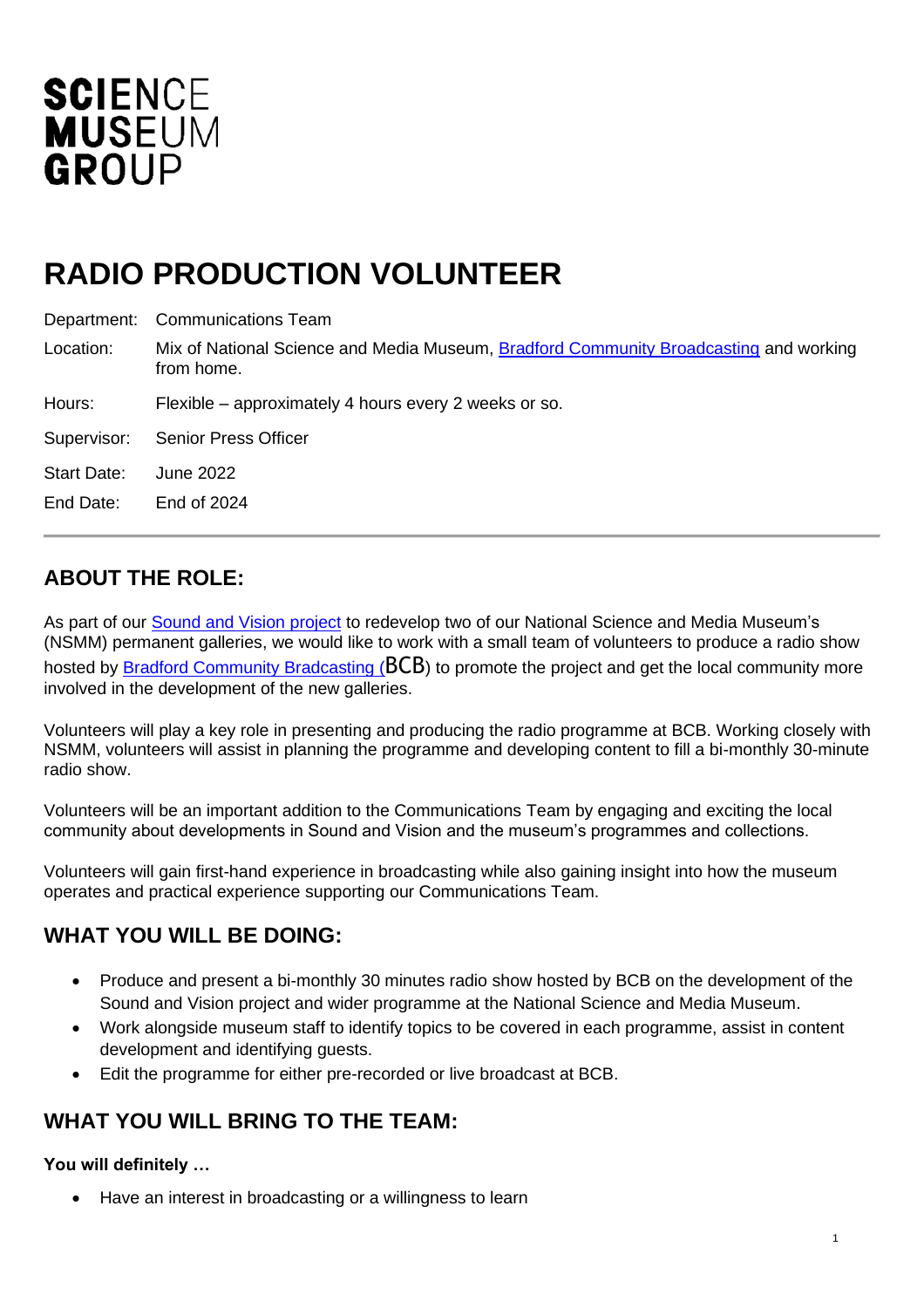# SCIENCE MUSEUM GROUP

# RADIO PRODUCTION VOLUNTEER

| | |
|---|---|
| Department: | Communications Team |
| Location: | Mix of National Science and Media Museum, Bradford Community Broadcasting and working from home. |
| Hours: | Flexible – approximately 4 hours every 2 weeks or so. |
| Supervisor: | Senior Press Officer |
| Start Date: | June 2022 |
| End Date: | End of 2024 |

## ABOUT THE ROLE:

As part of our Sound and Vision project to redevelop two of our National Science and Media Museum's (NSMM) permanent galleries, we would like to work with a small team of volunteers to produce a radio show hosted by Bradford Community Bradcasting (BCB) to promote the project and get the local community more involved in the development of the new galleries.

Volunteers will play a key role in presenting and producing the radio programme at BCB. Working closely with NSMM, volunteers will assist in planning the programme and developing content to fill a bi-monthly 30-minute radio show.

Volunteers will be an important addition to the Communications Team by engaging and exciting the local community about developments in Sound and Vision and the museum's programmes and collections.

Volunteers will gain first-hand experience in broadcasting while also gaining insight into how the museum operates and practical experience supporting our Communications Team.

## WHAT YOU WILL BE DOING:

- Produce and present a bi-monthly 30 minutes radio show hosted by BCB on the development of the Sound and Vision project and wider programme at the National Science and Media Museum.
- Work alongside museum staff to identify topics to be covered in each programme, assist in content development and identifying guests.
- Edit the programme for either pre-recorded or live broadcast at BCB.

## WHAT YOU WILL BRING TO THE TEAM:

**You will definitely …**

- Have an interest in broadcasting or a willingness to learn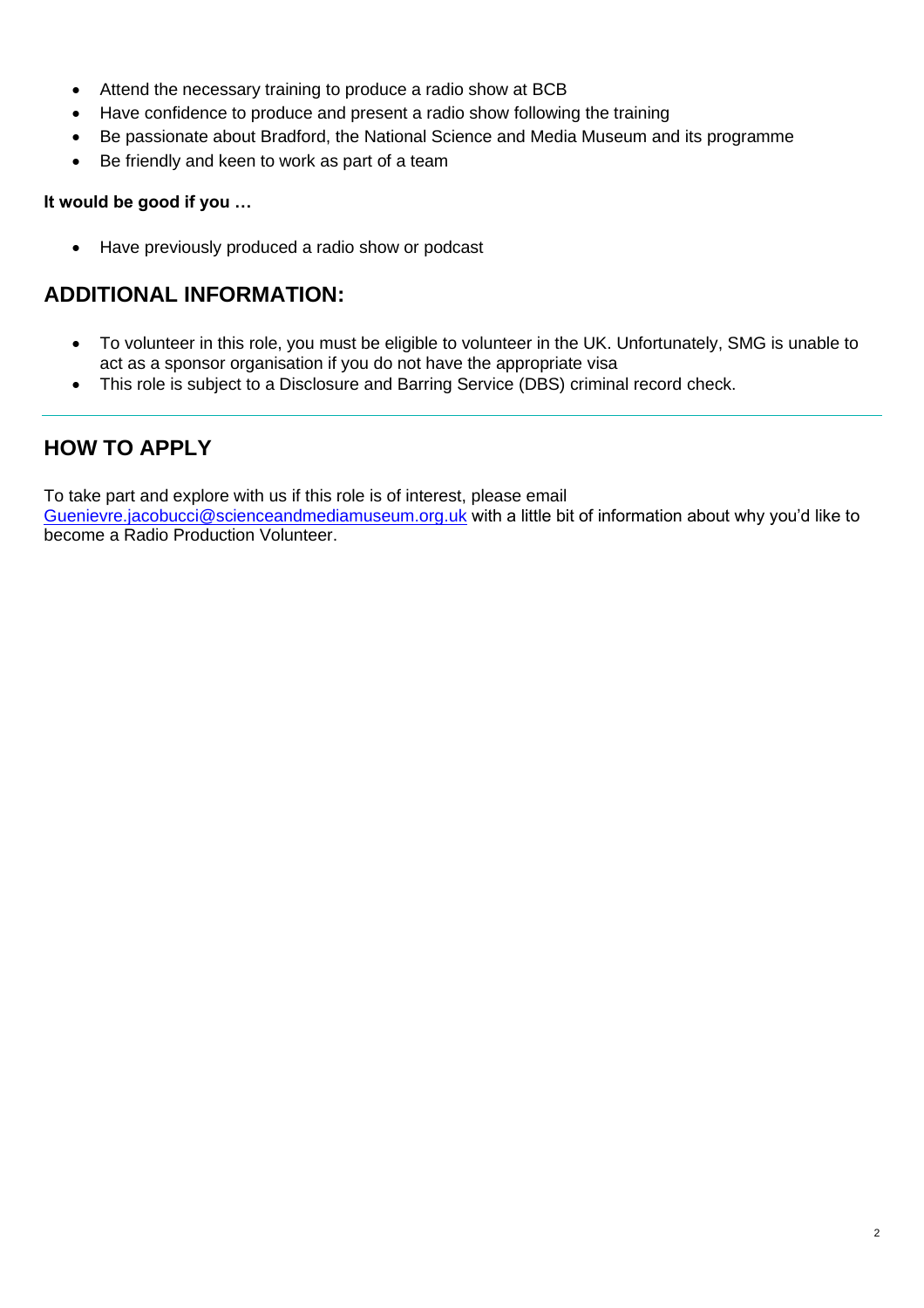- Attend the necessary training to produce a radio show at BCB
- Have confidence to produce and present a radio show following the training
- Be passionate about Bradford, the National Science and Media Museum and its programme
- Be friendly and keen to work as part of a team

**It would be good if you …**

- Have previously produced a radio show or podcast

## ADDITIONAL INFORMATION:

- To volunteer in this role, you must be eligible to volunteer in the UK. Unfortunately, SMG is unable to act as a sponsor organisation if you do not have the appropriate visa
- This role is subject to a Disclosure and Barring Service (DBS) criminal record check.

---

## HOW TO APPLY

To take part and explore with us if this role is of interest, please email Guenievre.jacobucci@scienceandmediamuseum.org.uk with a little bit of information about why you'd like to become a Radio Production Volunteer.